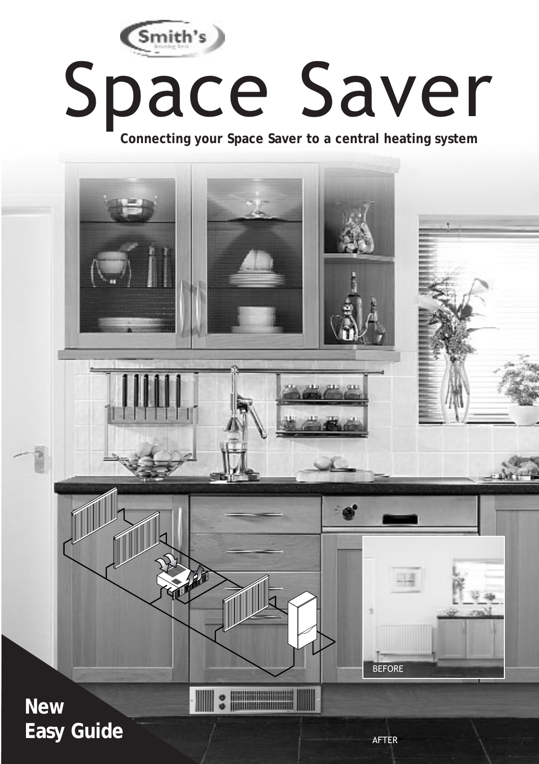Smith's

# Space Saver

**Connecting your Space Saver to a central heating system**

BEFORE

AFTER

**New Easy Guide**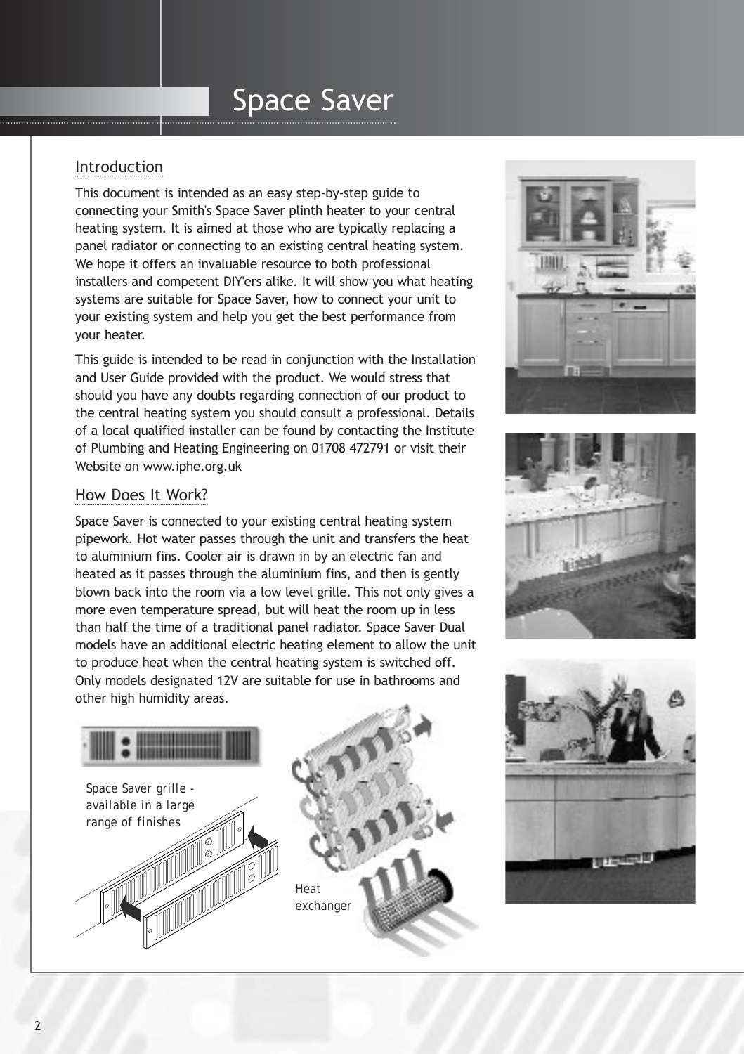# Space Saver

## Introduction

This document is intended as an easy step-by-step guide to connecting your Smith's Space Saver plinth heater to your central heating system. It is aimed at those who are typically replacing a panel radiator or connecting to an existing central heating system. We hope it offers an invaluable resource to both professional installers and competent DIY'ers alike. It will show you what heating systems are suitable for Space Saver, how to connect your unit to your existing system and help you get the best performance from your heater.

This guide is intended to be read in conjunction with the Installation and User Guide provided with the product. We would stress that should you have any doubts regarding connection of our product to the central heating system you should consult a professional. Details of a local qualified installer can be found by contacting the Institute of Plumbing and Heating Engineering on 01708 472791 or visit their Website on www.iphe.org.uk

## How Does It Work?

Space Saver is connected to your existing central heating system pipework. Hot water passes through the unit and transfers the heat to aluminium fins. Cooler air is drawn in by an electric fan and heated as it passes through the aluminium fins, and then is gently blown back into the room via a low level grille. This not only gives a more even temperature spread, but will heat the room up in less than half the time of a traditional panel radiator. Space Saver Dual models have an additional electric heating element to allow the unit to produce heat when the central heating system is switched off. Only models designated 12V are suitable for use in bathrooms and other high humidity areas.

Space Saver grille - available in a large range of finishes

Heat exchanger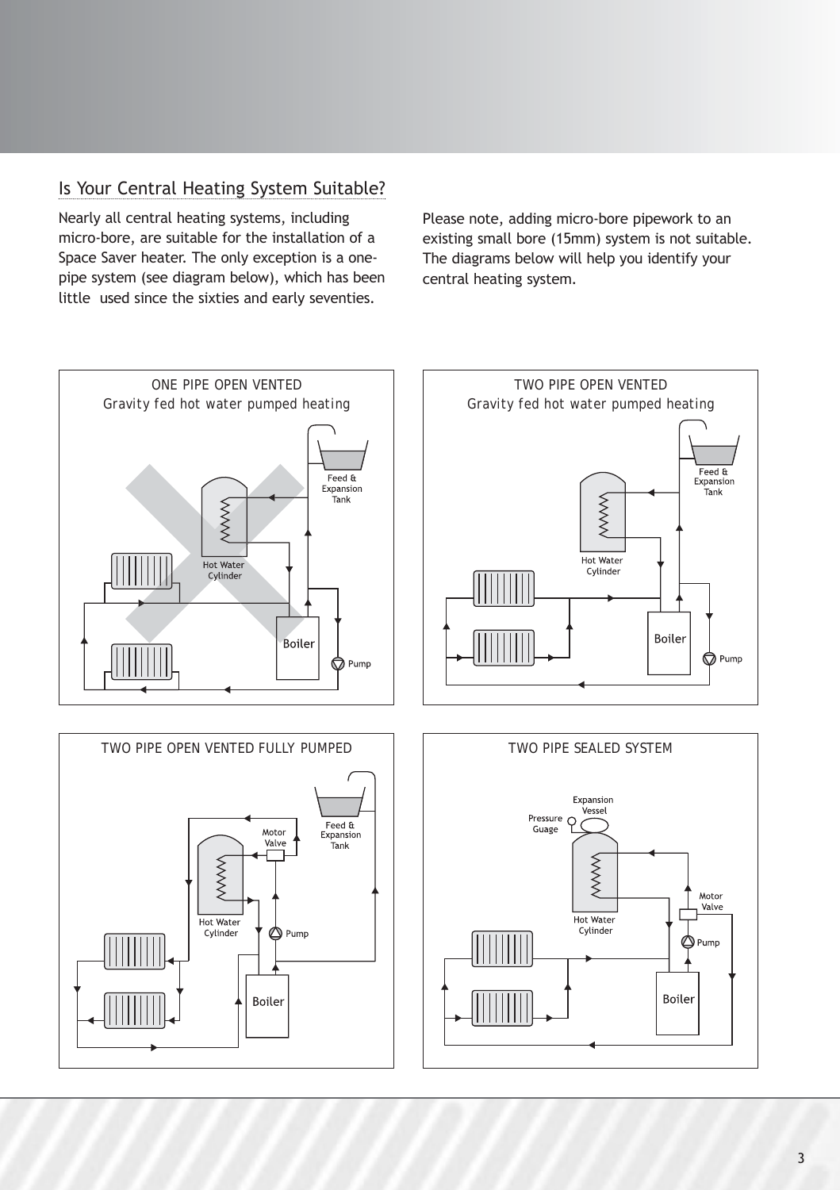## Is Your Central Heating System Suitable?

Nearly all central heating systems, including micro-bore, are suitable for the installation of a Space Saver heater. The only exception is a one-pipe system (see diagram below), which has been little used since the sixties and early seventies.

Please note, adding micro-bore pipework to an existing small bore (15mm) system is not suitable. The diagrams below will help you identify your central heating system.

ONE PIPE OPEN VENTED
Gravity fed hot water pumped heating

Feed & Expansion Tank
Hot Water Cylinder
Boiler
Pump

TWO PIPE OPEN VENTED
Gravity fed hot water pumped heating

Feed & Expansion Tank
Hot Water Cylinder
Boiler
Pump

TWO PIPE OPEN VENTED FULLY PUMPED

Feed & Expansion Tank
Motor Valve
Hot Water Cylinder
Pump
Boiler

TWO PIPE SEALED SYSTEM

Expansion Vessel
Pressure Guage
Hot Water Cylinder
Motor Valve
Pump
Boiler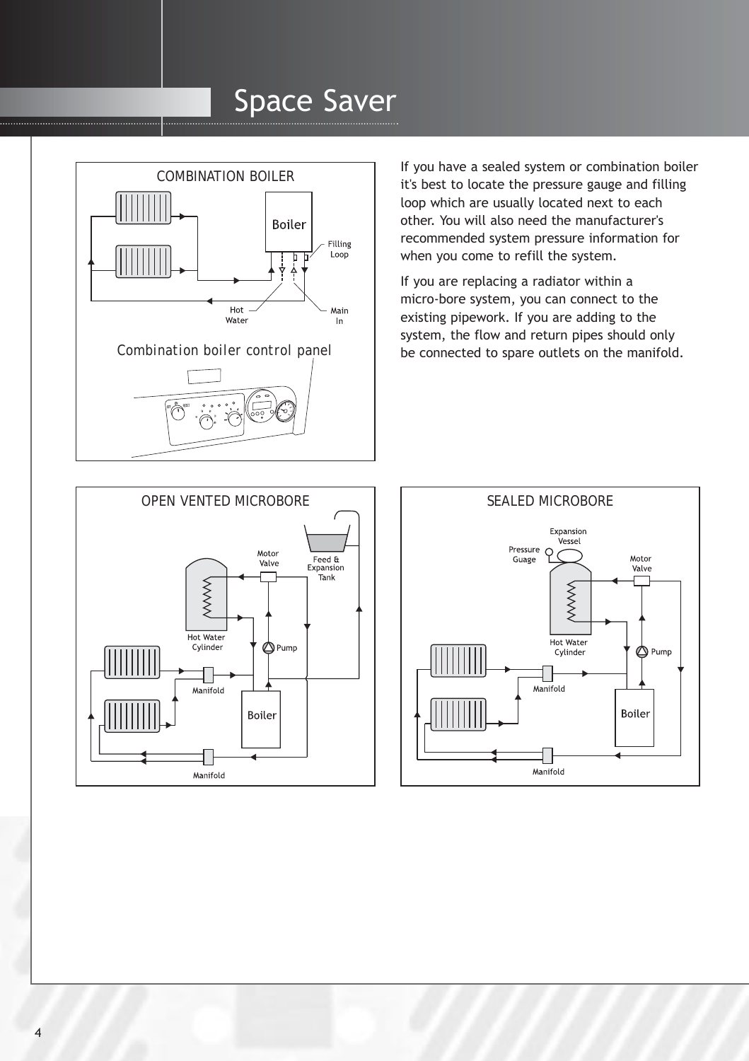# Space Saver

COMBINATION BOILER

Boiler

Filling Loop

Hot Water

Main In

Combination boiler control panel

If you have a sealed system or combination boiler it's best to locate the pressure gauge and filling loop which are usually located next to each other. You will also need the manufacturer's recommended system pressure information for when you come to refill the system.

If you are replacing a radiator within a micro-bore system, you can connect to the existing pipework. If you are adding to the system, the flow and return pipes should only be connected to spare outlets on the manifold.

OPEN VENTED MICROBORE

Motor Valve

Feed & Expansion Tank

Hot Water Cylinder

Pump

Manifold

Boiler

Manifold

SEALED MICROBORE

Expansion Vessel

Pressure Guage

Motor Valve

Hot Water Cylinder

Pump

Manifold

Boiler

Manifold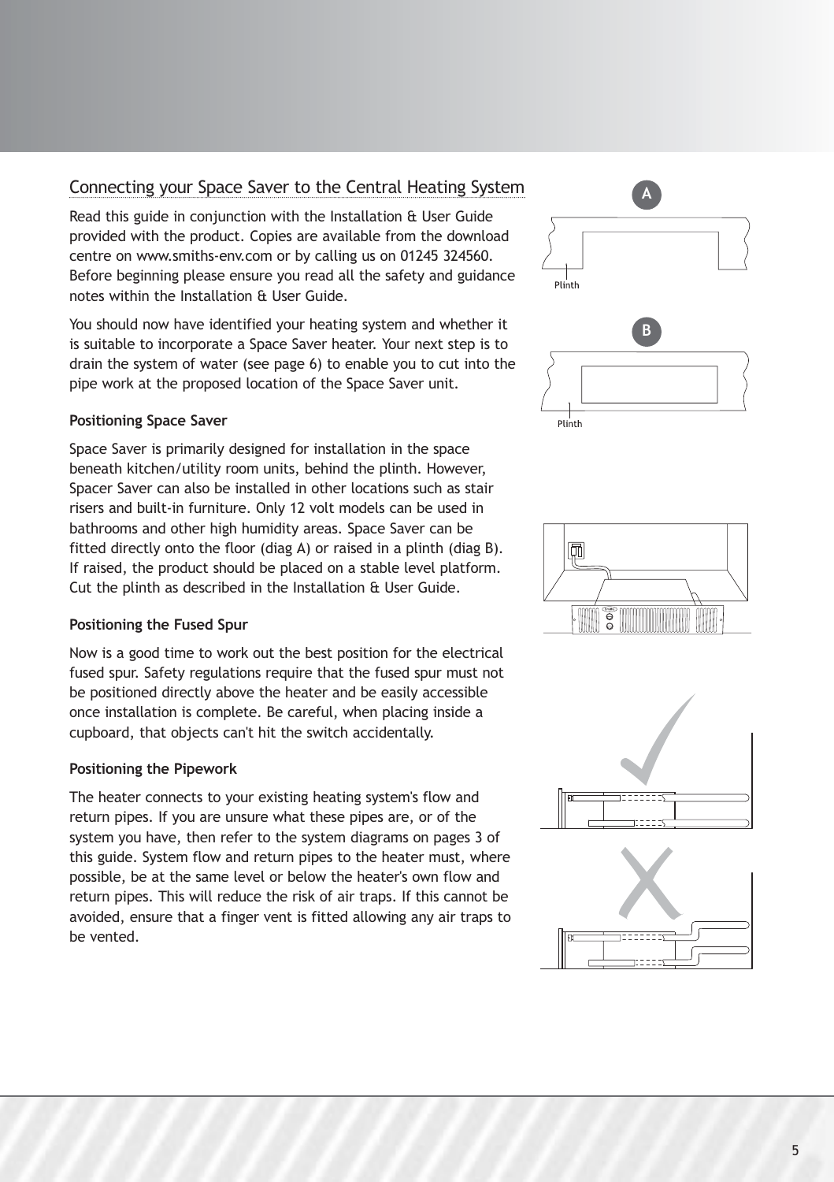## Connecting your Space Saver to the Central Heating System

Read this guide in conjunction with the Installation & User Guide provided with the product. Copies are available from the download centre on www.smiths-env.com or by calling us on 01245 324560. Before beginning please ensure you read all the safety and guidance notes within the Installation & User Guide.

You should now have identified your heating system and whether it is suitable to incorporate a Space Saver heater. Your next step is to drain the system of water (see page 6) to enable you to cut into the pipe work at the proposed location of the Space Saver unit.

**Positioning Space Saver**

Space Saver is primarily designed for installation in the space beneath kitchen/utility room units, behind the plinth. However, Spacer Saver can also be installed in other locations such as stair risers and built-in furniture. Only 12 volt models can be used in bathrooms and other high humidity areas. Space Saver can be fitted directly onto the floor (diag A) or raised in a plinth (diag B). If raised, the product should be placed on a stable level platform. Cut the plinth as described in the Installation & User Guide.

**Positioning the Fused Spur**

Now is a good time to work out the best position for the electrical fused spur. Safety regulations require that the fused spur must not be positioned directly above the heater and be easily accessible once installation is complete. Be careful, when placing inside a cupboard, that objects can't hit the switch accidentally.

**Positioning the Pipework**

The heater connects to your existing heating system's flow and return pipes. If you are unsure what these pipes are, or of the system you have, then refer to the system diagrams on pages 3 of this guide. System flow and return pipes to the heater must, where possible, be at the same level or below the heater's own flow and return pipes. This will reduce the risk of air traps. If this cannot be avoided, ensure that a finger vent is fitted allowing any air traps to be vented.

A

Plinth

B

Plinth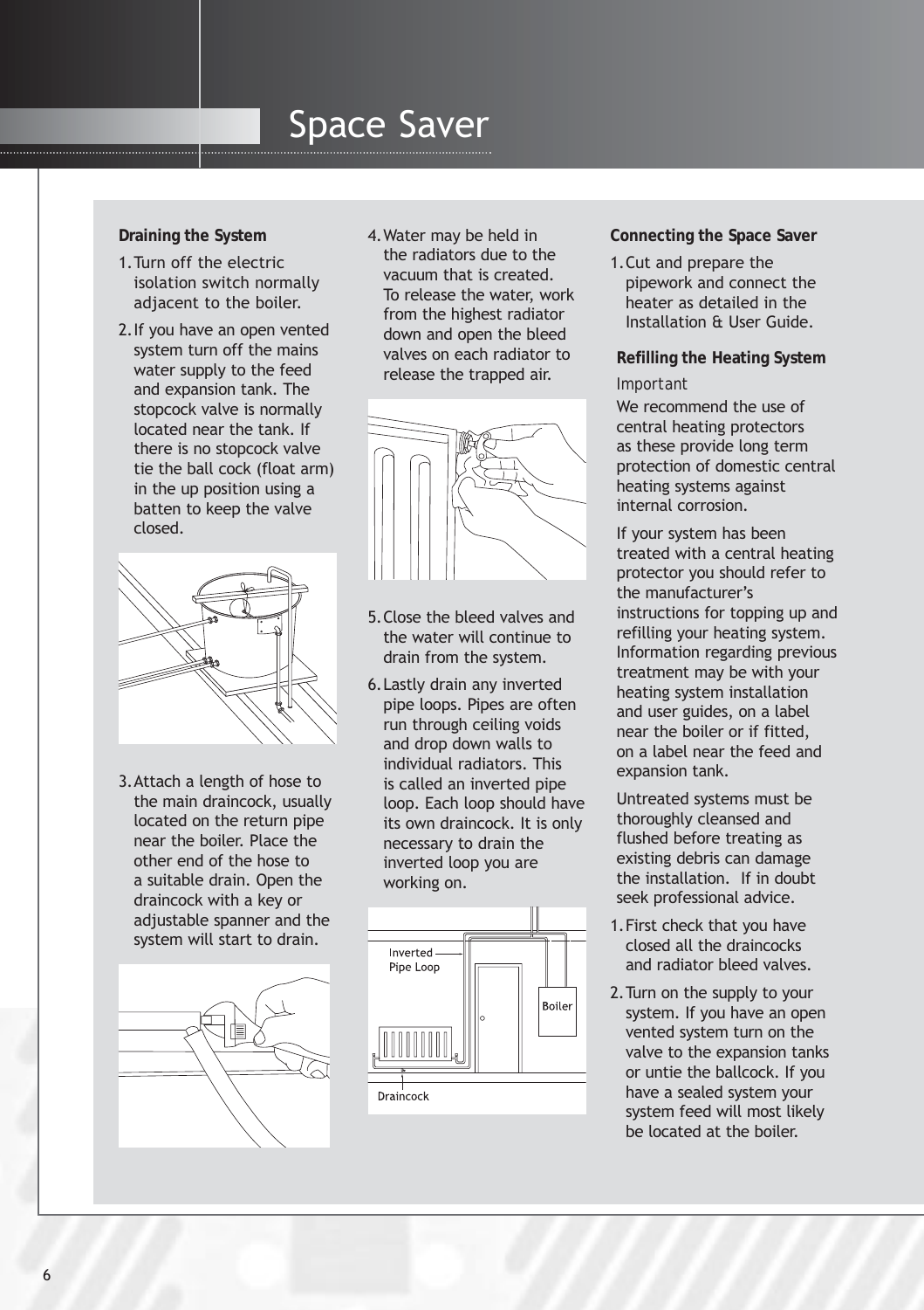# Space Saver

**Draining the System**

1. Turn off the electric isolation switch normally adjacent to the boiler.
2. If you have an open vented system turn off the mains water supply to the feed and expansion tank. The stopcock valve is normally located near the tank. If there is no stopcock valve tie the ball cock (float arm) in the up position using a batten to keep the valve closed.
3. Attach a length of hose to the main draincock, usually located on the return pipe near the boiler. Place the other end of the hose to a suitable drain. Open the draincock with a key or adjustable spanner and the system will start to drain.
4. Water may be held in the radiators due to the vacuum that is created. To release the water, work from the highest radiator down and open the bleed valves on each radiator to release the trapped air.
5. Close the bleed valves and the water will continue to drain from the system.
6. Lastly drain any inverted pipe loops. Pipes are often run through ceiling voids and drop down walls to individual radiators. This is called an inverted pipe loop. Each loop should have its own draincock. It is only necessary to drain the inverted loop you are working on.

Inverted Pipe Loop

Boiler

Draincock

**Connecting the Space Saver**

1. Cut and prepare the pipework and connect the heater as detailed in the Installation & User Guide.

**Refilling the Heating System**

Important

We recommend the use of central heating protectors as these provide long term protection of domestic central heating systems against internal corrosion.

If your system has been treated with a central heating protector you should refer to the manufacturer's instructions for topping up and refilling your heating system. Information regarding previous treatment may be with your heating system installation and user guides, on a label near the boiler or if fitted, on a label near the feed and expansion tank.

Untreated systems must be thoroughly cleansed and flushed before treating as existing debris can damage the installation. If in doubt seek professional advice.

1. First check that you have closed all the draincocks and radiator bleed valves.
2. Turn on the supply to your system. If you have an open vented system turn on the valve to the expansion tanks or untie the ballcock. If you have a sealed system your system feed will most likely be located at the boiler.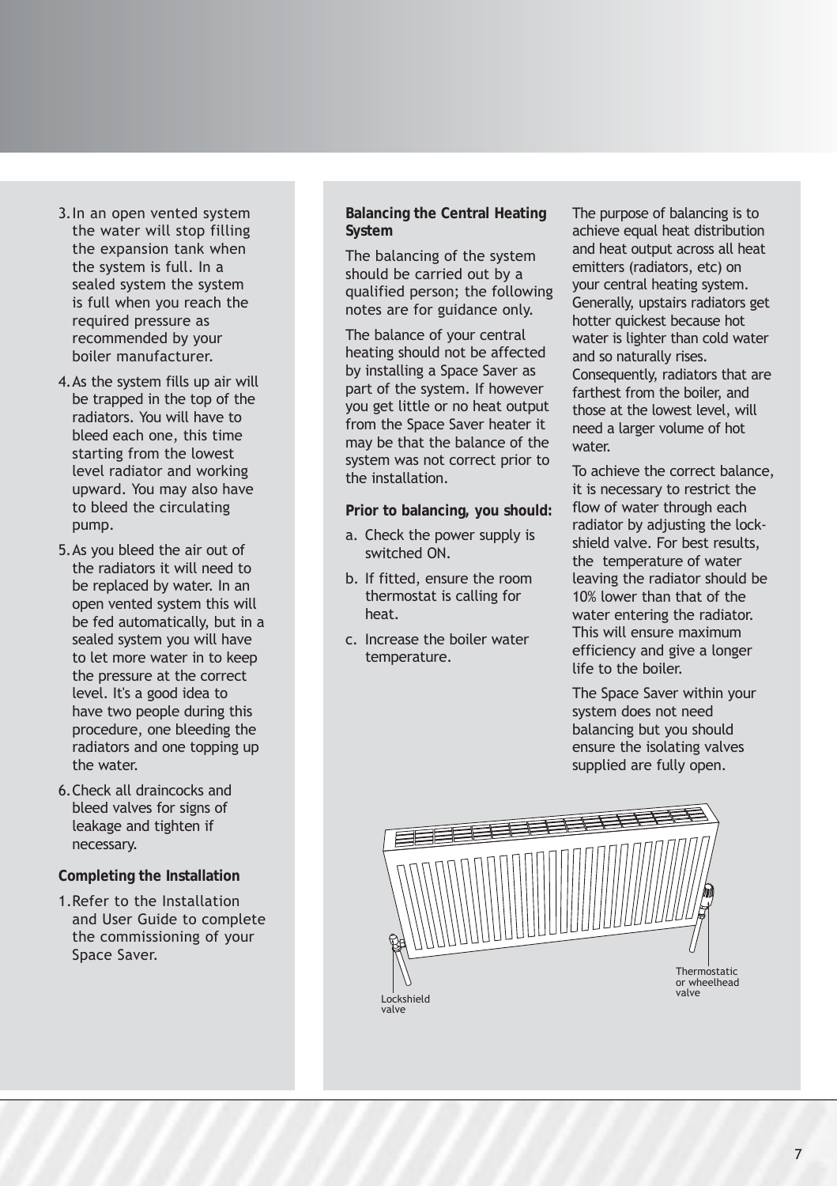3. In an open vented system the water will stop filling the expansion tank when the system is full. In a sealed system the system is full when you reach the required pressure as recommended by your boiler manufacturer.
4. As the system fills up air will be trapped in the top of the radiators. You will have to bleed each one, this time starting from the lowest level radiator and working upward. You may also have to bleed the circulating pump.
5. As you bleed the air out of the radiators it will need to be replaced by water. In an open vented system this will be fed automatically, but in a sealed system you will have to let more water in to keep the pressure at the correct level. It's a good idea to have two people during this procedure, one bleeding the radiators and one topping up the water.
6. Check all draincocks and bleed valves for signs of leakage and tighten if necessary.

**Completing the Installation**

1. Refer to the Installation and User Guide to complete the commissioning of your Space Saver.

**Balancing the Central Heating System**

The balancing of the system should be carried out by a qualified person; the following notes are for guidance only.

The balance of your central heating should not be affected by installing a Space Saver as part of the system. If however you get little or no heat output from the Space Saver heater it may be that the balance of the system was not correct prior to the installation.

**Prior to balancing, you should:**

a. Check the power supply is switched ON.

b. If fitted, ensure the room thermostat is calling for heat.

c. Increase the boiler water temperature.

The purpose of balancing is to achieve equal heat distribution and heat output across all heat emitters (radiators, etc) on your central heating system. Generally, upstairs radiators get hotter quickest because hot water is lighter than cold water and so naturally rises. Consequently, radiators that are farthest from the boiler, and those at the lowest level, will need a larger volume of hot water.

To achieve the correct balance, it is necessary to restrict the flow of water through each radiator by adjusting the lock-shield valve. For best results, the temperature of water leaving the radiator should be 10% lower than that of the water entering the radiator. This will ensure maximum efficiency and give a longer life to the boiler.

The Space Saver within your system does not need balancing but you should ensure the isolating valves supplied are fully open.

Thermostatic or wheelhead valve

Lockshield valve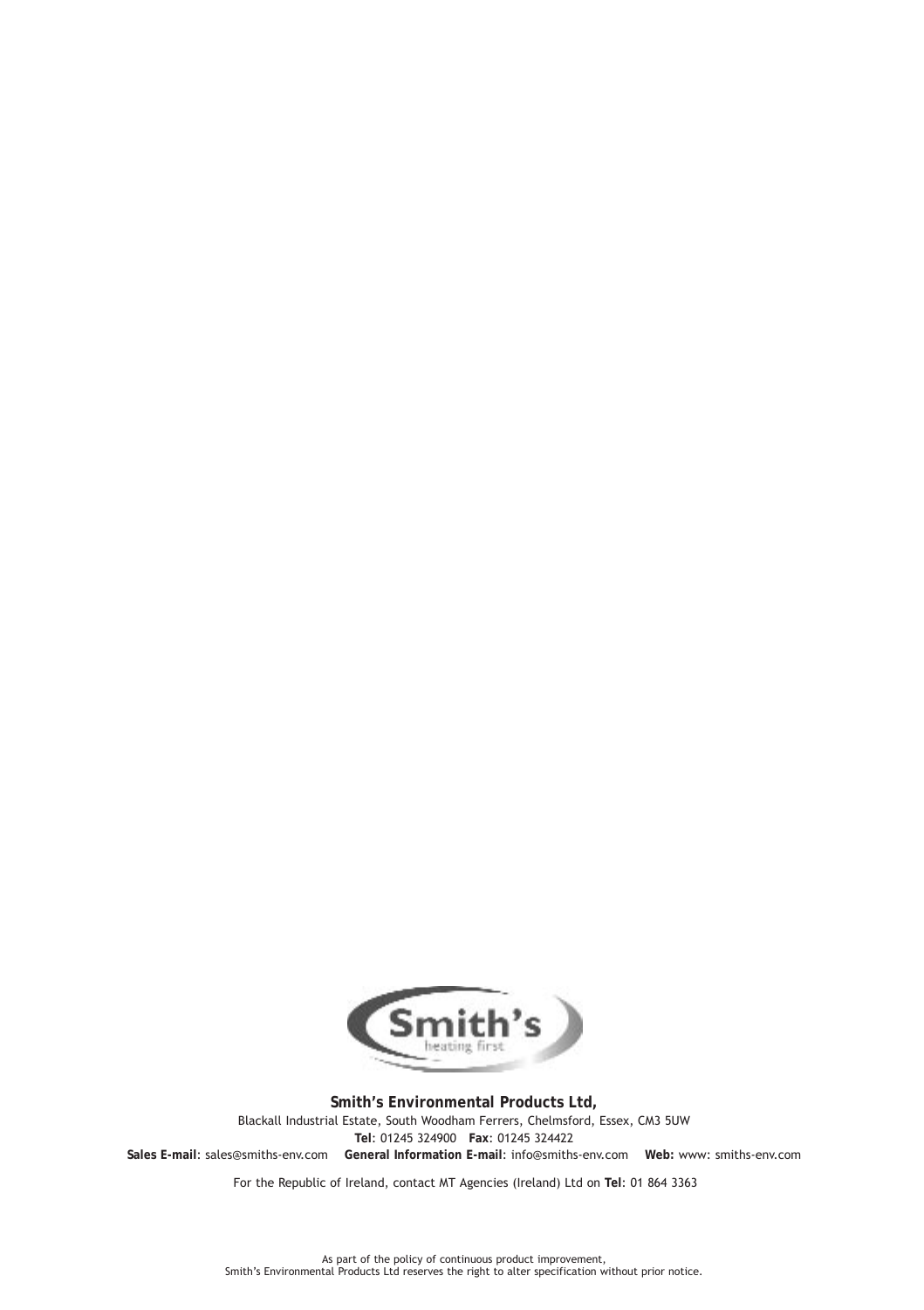Smith's
heating first

**Smith's Environmental Products Ltd,**

Blackall Industrial Estate, South Woodham Ferrers, Chelmsford, Essex, CM3 5UW

**Tel**: 01245 324900 **Fax**: 01245 324422

**Sales E-mail**: sales@smiths-env.com **General Information E-mail**: info@smiths-env.com **Web:** www: smiths-env.com

For the Republic of Ireland, contact MT Agencies (Ireland) Ltd on **Tel**: 01 864 3363

As part of the policy of continuous product improvement,
Smith's Environmental Products Ltd reserves the right to alter specification without prior notice.